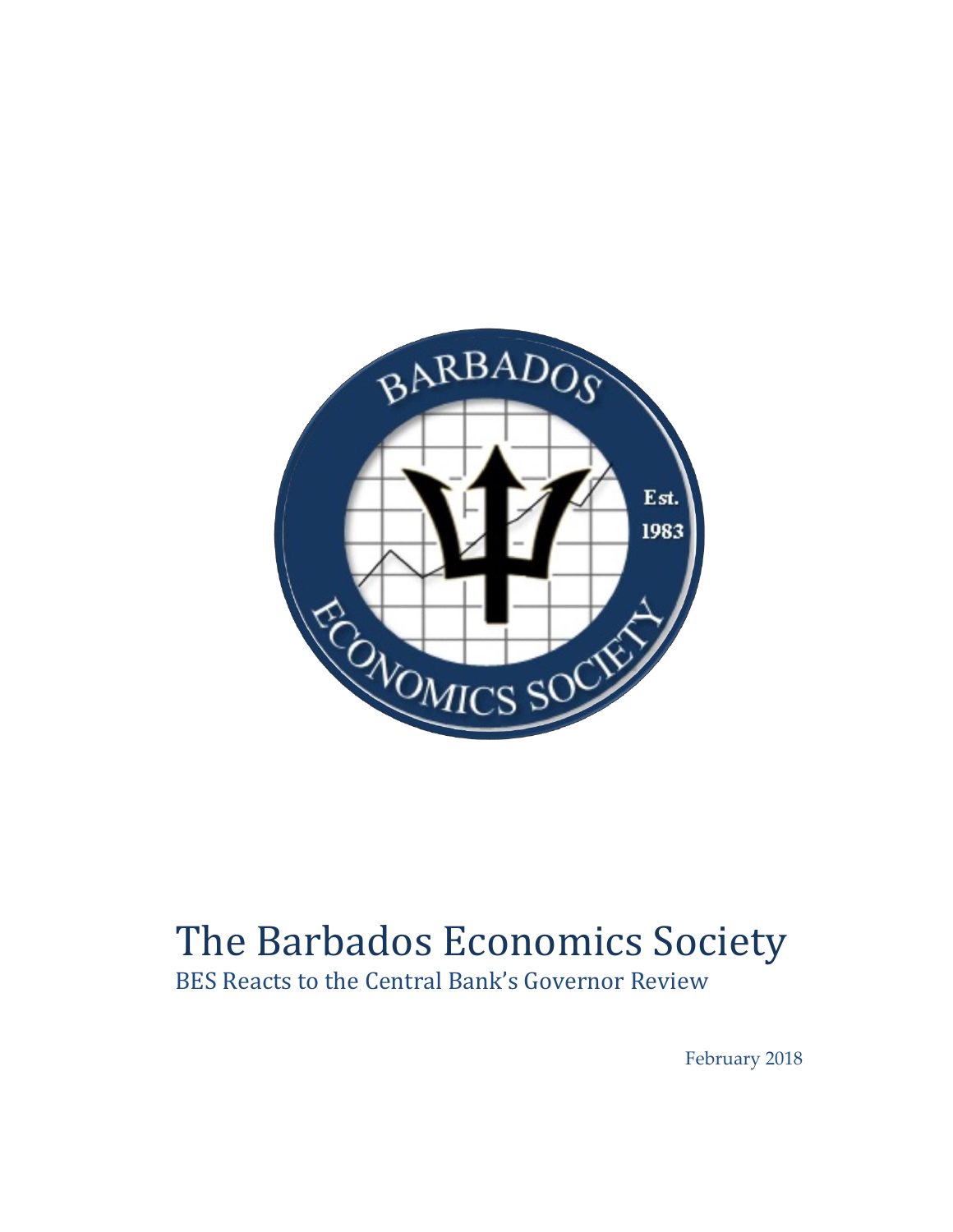# The Barbados Economics Society

BES Reacts to the Central Bank's Governor Review

February 2018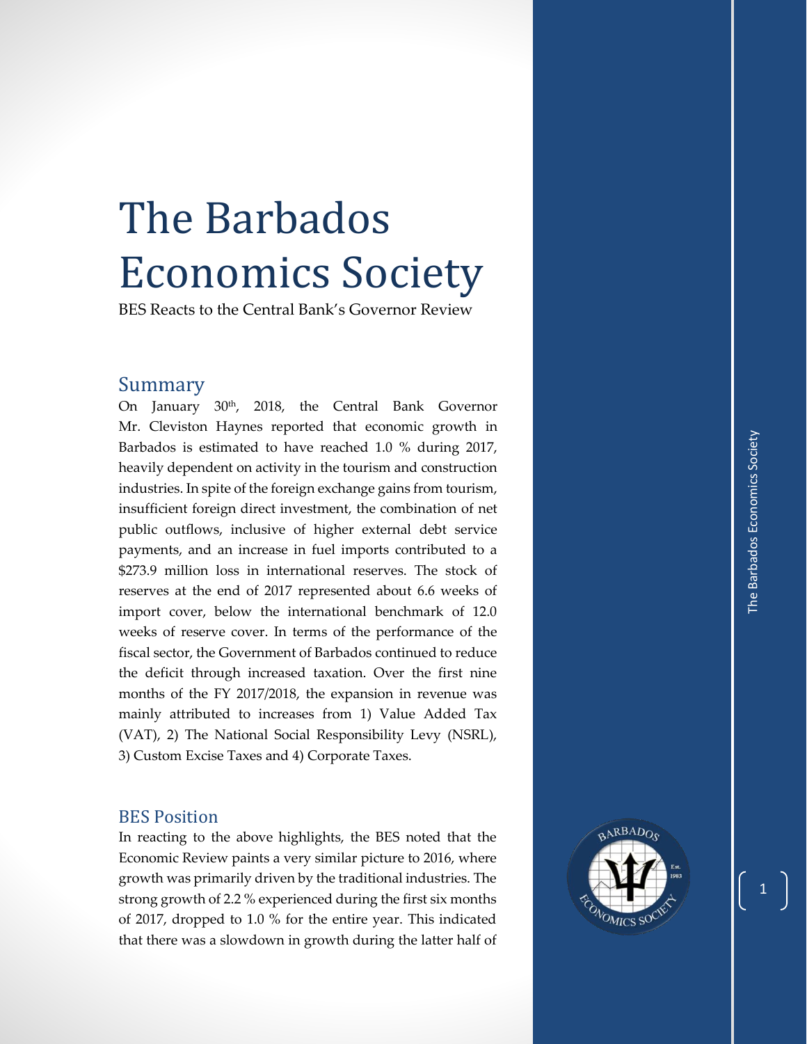# The Barbados Economics Society

BES Reacts to the Central Bank's Governor Review

## Summary

On January 30th, 2018, the Central Bank Governor Mr. Cleviston Haynes reported that economic growth in Barbados is estimated to have reached 1.0 % during 2017, heavily dependent on activity in the tourism and construction industries. In spite of the foreign exchange gains from tourism, insufficient foreign direct investment, the combination of net public outflows, inclusive of higher external debt service payments, and an increase in fuel imports contributed to a $273.9 million loss in international reserves. The stock of reserves at the end of 2017 represented about 6.6 weeks of import cover, below the international benchmark of 12.0 weeks of reserve cover. In terms of the performance of the fiscal sector, the Government of Barbados continued to reduce the deficit through increased taxation. Over the first nine months of the FY 2017/2018, the expansion in revenue was mainly attributed to increases from 1) Value Added Tax (VAT), 2) The National Social Responsibility Levy (NSRL), 3) Custom Excise Taxes and 4) Corporate Taxes.

## BES Position

In reacting to the above highlights, the BES noted that the Economic Review paints a very similar picture to 2016, where growth was primarily driven by the traditional industries. The strong growth of 2.2 % experienced during the first six months of 2017, dropped to 1.0 % for the entire year. This indicated that there was a slowdown in growth during the latter half of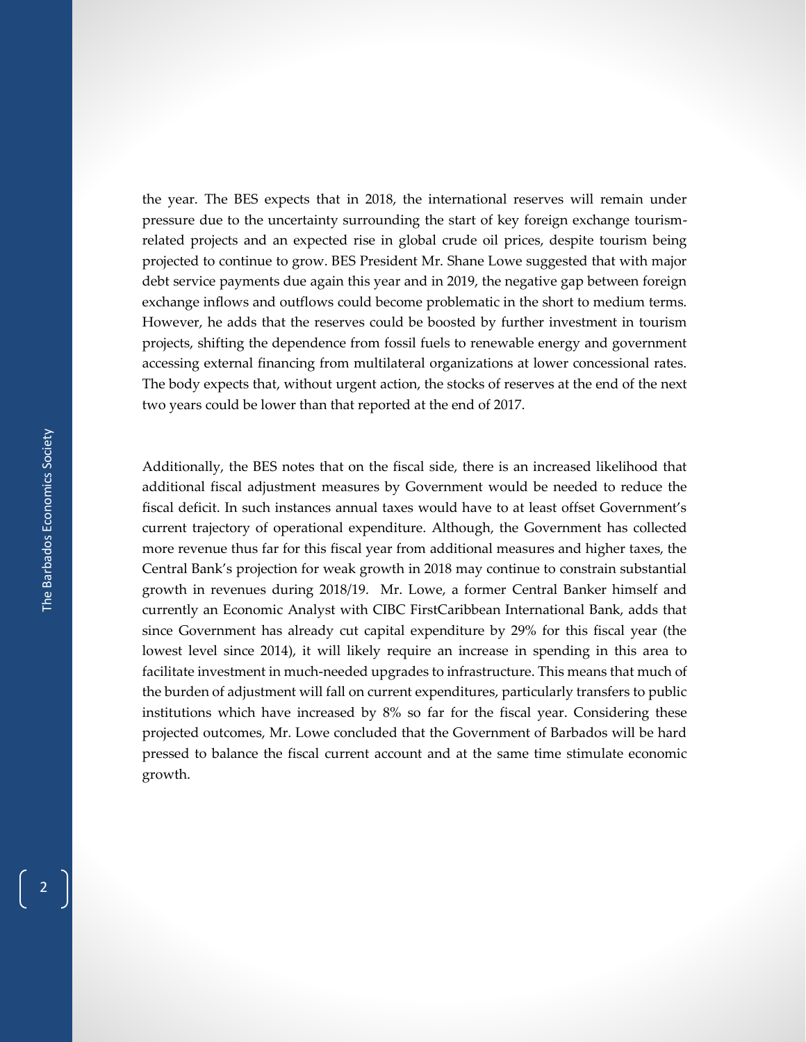the year. The BES expects that in 2018, the international reserves will remain under pressure due to the uncertainty surrounding the start of key foreign exchange tourism-related projects and an expected rise in global crude oil prices, despite tourism being projected to continue to grow. BES President Mr. Shane Lowe suggested that with major debt service payments due again this year and in 2019, the negative gap between foreign exchange inflows and outflows could become problematic in the short to medium terms. However, he adds that the reserves could be boosted by further investment in tourism projects, shifting the dependence from fossil fuels to renewable energy and government accessing external financing from multilateral organizations at lower concessional rates. The body expects that, without urgent action, the stocks of reserves at the end of the next two years could be lower than that reported at the end of 2017.

Additionally, the BES notes that on the fiscal side, there is an increased likelihood that additional fiscal adjustment measures by Government would be needed to reduce the fiscal deficit. In such instances annual taxes would have to at least offset Government's current trajectory of operational expenditure. Although, the Government has collected more revenue thus far for this fiscal year from additional measures and higher taxes, the Central Bank's projection for weak growth in 2018 may continue to constrain substantial growth in revenues during 2018/19. Mr. Lowe, a former Central Banker himself and currently an Economic Analyst with CIBC FirstCaribbean International Bank, adds that since Government has already cut capital expenditure by 29% for this fiscal year (the lowest level since 2014), it will likely require an increase in spending in this area to facilitate investment in much-needed upgrades to infrastructure. This means that much of the burden of adjustment will fall on current expenditures, particularly transfers to public institutions which have increased by 8% so far for the fiscal year. Considering these projected outcomes, Mr. Lowe concluded that the Government of Barbados will be hard pressed to balance the fiscal current account and at the same time stimulate economic growth.